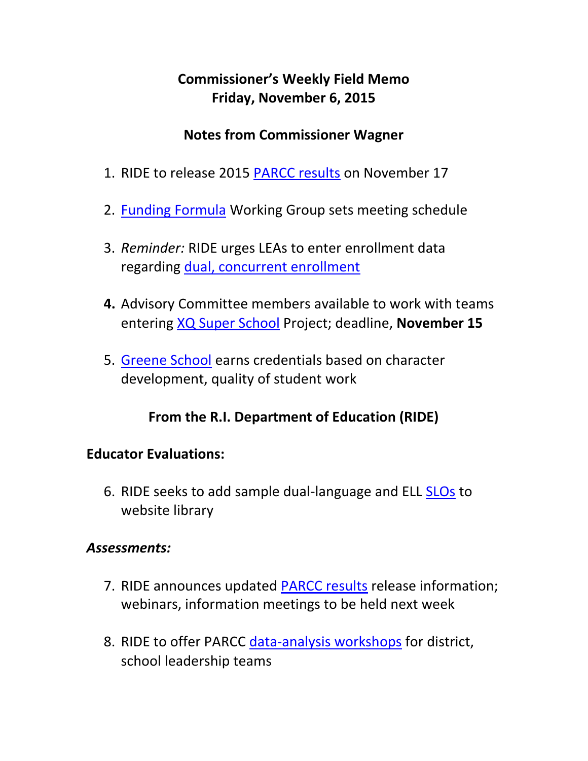# Commissioner's Weekly Field Memo
# Friday, November 6, 2015

## Notes from Commissioner Wagner

1. RIDE to release 2015 PARCC results on November 17

2. Funding Formula Working Group sets meeting schedule

3. *Reminder:* RIDE urges LEAs to enter enrollment data regarding dual, concurrent enrollment

4. Advisory Committee members available to work with teams entering XQ Super School Project; deadline, **November 15**

5. Greene School earns credentials based on character development, quality of student work

## From the R.I. Department of Education (RIDE)

### Educator Evaluations:

6. RIDE seeks to add sample dual-language and ELL SLOs to website library

### *Assessments:*

7. RIDE announces updated PARCC results release information; webinars, information meetings to be held next week

8. RIDE to offer PARCC data-analysis workshops for district, school leadership teams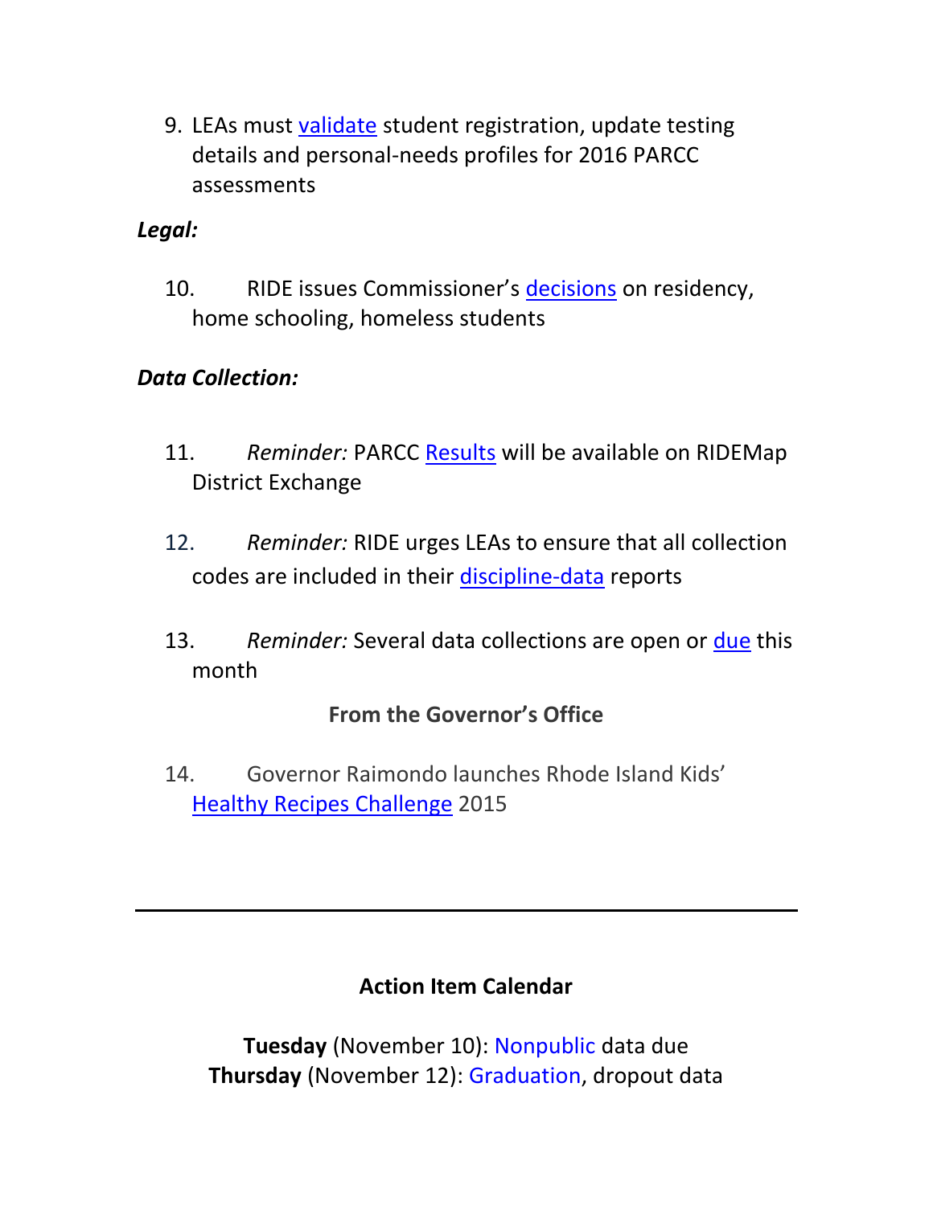9. LEAs must validate student registration, update testing details and personal-needs profiles for 2016 PARCC assessments

***Legal:***

10. RIDE issues Commissioner's decisions on residency, home schooling, homeless students

***Data Collection:***

11. *Reminder:* PARCC Results will be available on RIDEMap District Exchange

12. *Reminder:* RIDE urges LEAs to ensure that all collection codes are included in their discipline-data reports

13. *Reminder:* Several data collections are open or due this month

**From the Governor's Office**

14. Governor Raimondo launches Rhode Island Kids' Healthy Recipes Challenge 2015

---

**Action Item Calendar**

**Tuesday** (November 10): Nonpublic data due
**Thursday** (November 12): Graduation, dropout data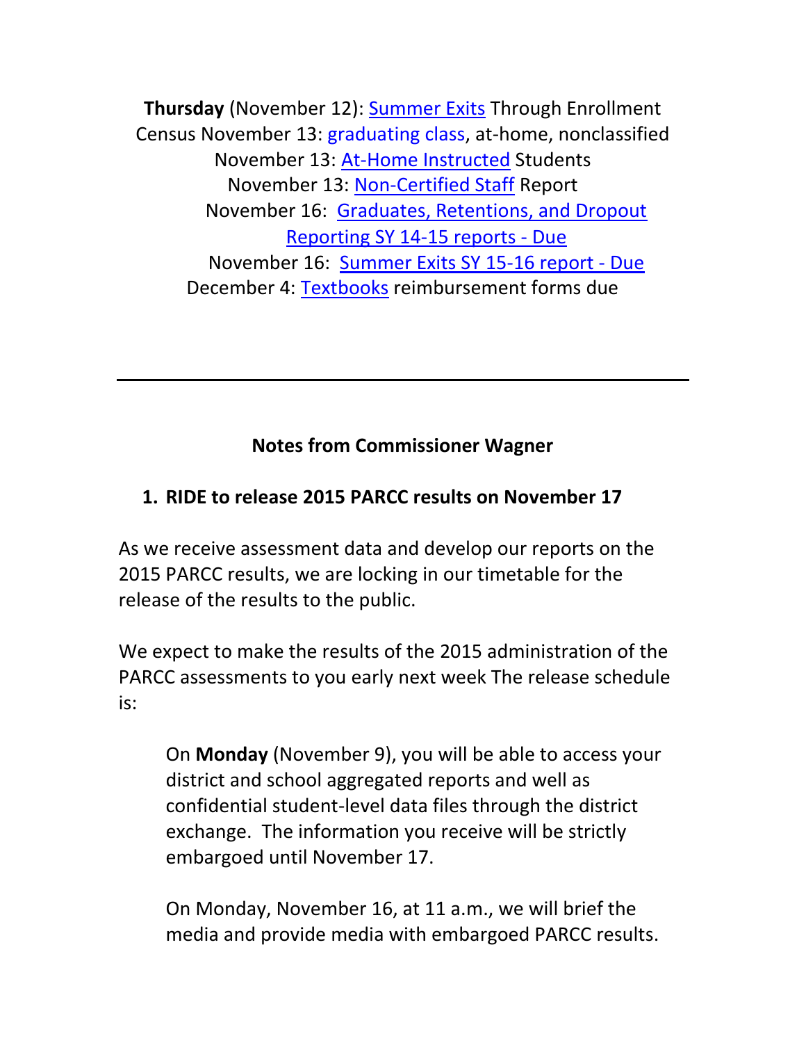**Thursday** (November 12): Summer Exits Through Enrollment Census November 13: graduating class, at-home, nonclassified

November 13: At-Home Instructed Students

November 13: Non-Certified Staff Report

November 16: Graduates, Retentions, and Dropout Reporting SY 14-15 reports - Due

November 16: Summer Exits SY 15-16 report - Due

December 4: Textbooks reimbursement forms due

---

## Notes from Commissioner Wagner

### 1. RIDE to release 2015 PARCC results on November 17

As we receive assessment data and develop our reports on the 2015 PARCC results, we are locking in our timetable for the release of the results to the public.

We expect to make the results of the 2015 administration of the PARCC assessments to you early next week The release schedule is:

> On **Monday** (November 9), you will be able to access your district and school aggregated reports and well as confidential student-level data files through the district exchange. The information you receive will be strictly embargoed until November 17.
>
> On Monday, November 16, at 11 a.m., we will brief the media and provide media with embargoed PARCC results.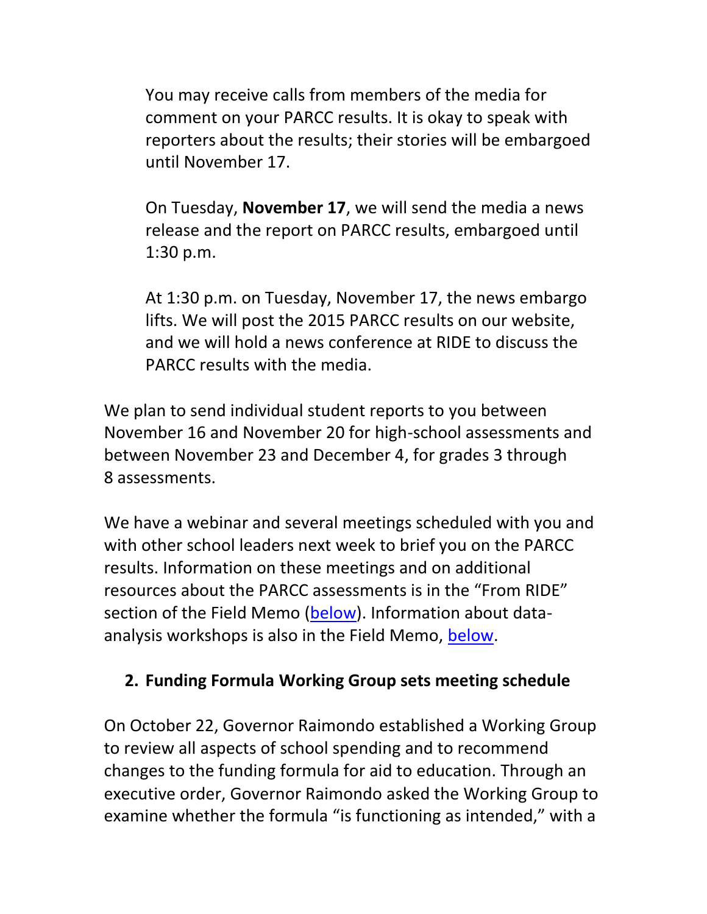> You may receive calls from members of the media for comment on your PARCC results. It is okay to speak with reporters about the results; their stories will be embargoed until November 17.
>
> On Tuesday, **November 17**, we will send the media a news release and the report on PARCC results, embargoed until 1:30 p.m.
>
> At 1:30 p.m. on Tuesday, November 17, the news embargo lifts. We will post the 2015 PARCC results on our website, and we will hold a news conference at RIDE to discuss the PARCC results with the media.

We plan to send individual student reports to you between November 16 and November 20 for high-school assessments and between November 23 and December 4, for grades 3 through 8 assessments.

We have a webinar and several meetings scheduled with you and with other school leaders next week to brief you on the PARCC results. Information on these meetings and on additional resources about the PARCC assessments is in the "From RIDE" section of the Field Memo (below). Information about data-analysis workshops is also in the Field Memo, below.

2. **Funding Formula Working Group sets meeting schedule**

On October 22, Governor Raimondo established a Working Group to review all aspects of school spending and to recommend changes to the funding formula for aid to education. Through an executive order, Governor Raimondo asked the Working Group to examine whether the formula "is functioning as intended," with a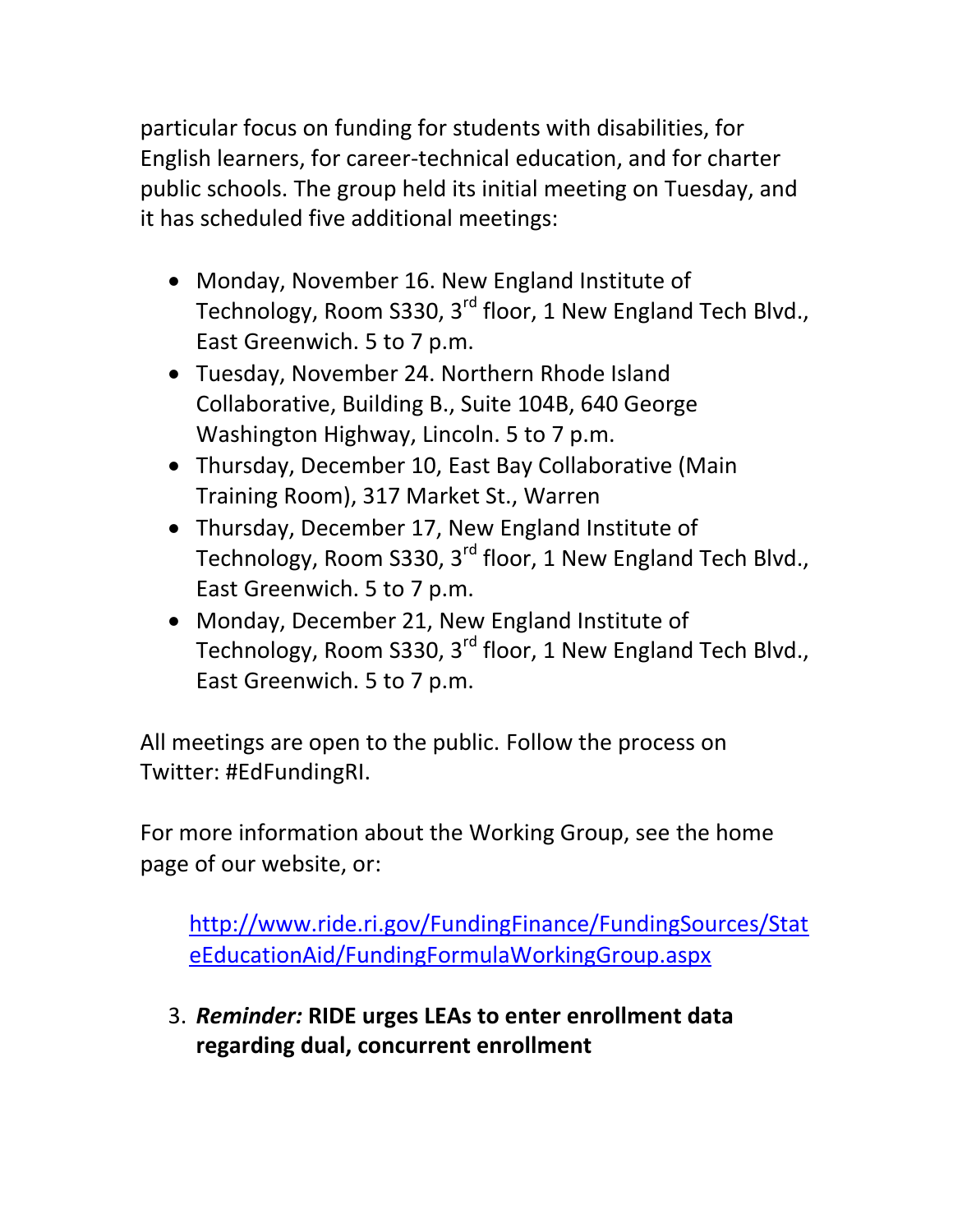particular focus on funding for students with disabilities, for English learners, for career-technical education, and for charter public schools. The group held its initial meeting on Tuesday, and it has scheduled five additional meetings:

- Monday, November 16. New England Institute of Technology, Room S330, 3rd floor, 1 New England Tech Blvd., East Greenwich. 5 to 7 p.m.
- Tuesday, November 24. Northern Rhode Island Collaborative, Building B., Suite 104B, 640 George Washington Highway, Lincoln. 5 to 7 p.m.
- Thursday, December 10, East Bay Collaborative (Main Training Room), 317 Market St., Warren
- Thursday, December 17, New England Institute of Technology, Room S330, 3rd floor, 1 New England Tech Blvd., East Greenwich. 5 to 7 p.m.
- Monday, December 21, New England Institute of Technology, Room S330, 3rd floor, 1 New England Tech Blvd., East Greenwich. 5 to 7 p.m.

All meetings are open to the public. Follow the process on Twitter: #EdFundingRI.

For more information about the Working Group, see the home page of our website, or:

[http://www.ride.ri.gov/FundingFinance/FundingSources/StateEducationAid/FundingFormulaWorkingGroup.aspx](http://www.ride.ri.gov/FundingFinance/FundingSources/StateEducationAid/FundingFormulaWorkingGroup.aspx)

3. ***Reminder:* RIDE urges LEAs to enter enrollment data regarding dual, concurrent enrollment**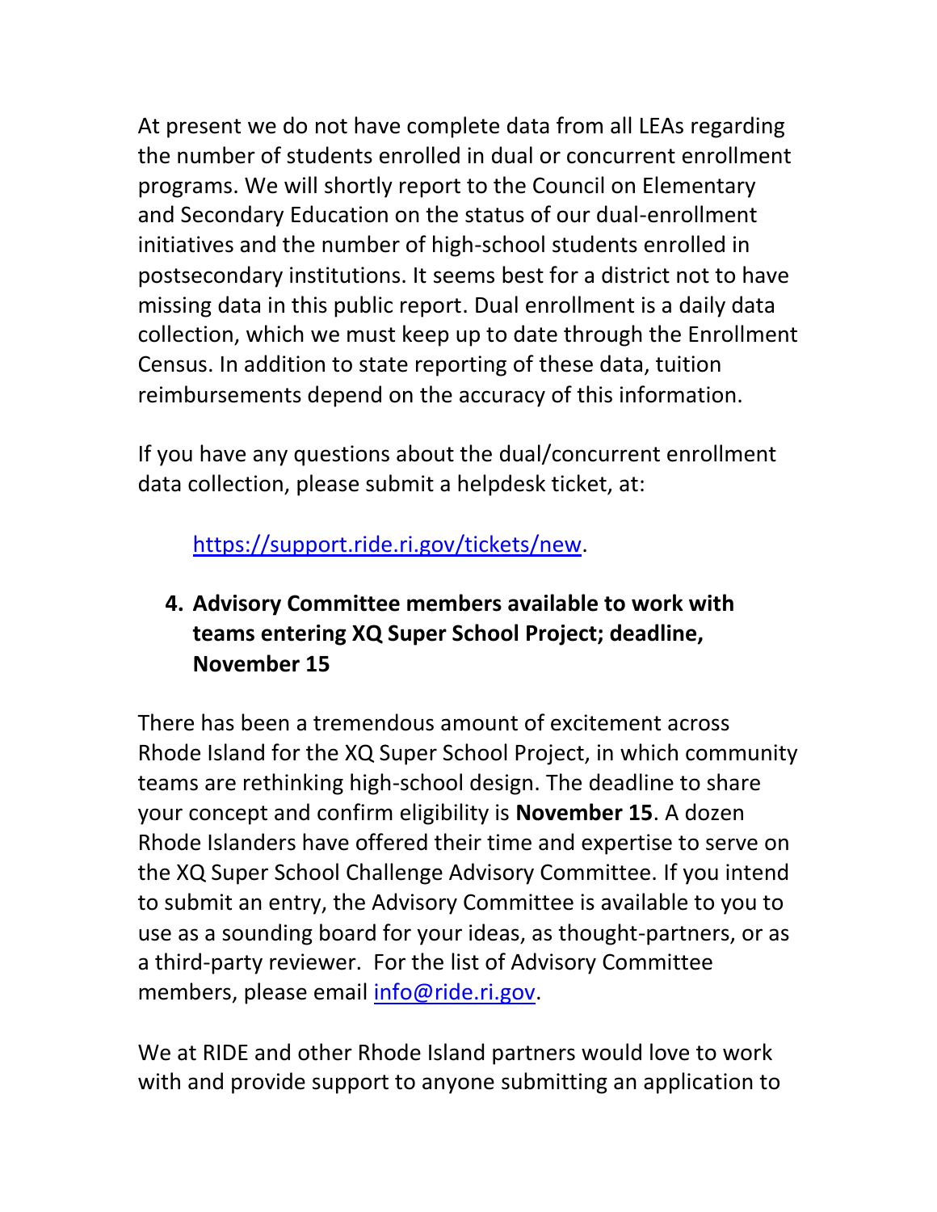At present we do not have complete data from all LEAs regarding the number of students enrolled in dual or concurrent enrollment programs. We will shortly report to the Council on Elementary and Secondary Education on the status of our dual-enrollment initiatives and the number of high-school students enrolled in postsecondary institutions. It seems best for a district not to have missing data in this public report. Dual enrollment is a daily data collection, which we must keep up to date through the Enrollment Census. In addition to state reporting of these data, tuition reimbursements depend on the accuracy of this information.

If you have any questions about the dual/concurrent enrollment data collection, please submit a helpdesk ticket, at:

[https://support.ride.ri.gov/tickets/new](https://support.ride.ri.gov/tickets/new).

4. **Advisory Committee members available to work with teams entering XQ Super School Project; deadline, November 15**

There has been a tremendous amount of excitement across Rhode Island for the XQ Super School Project, in which community teams are rethinking high-school design. The deadline to share your concept and confirm eligibility is **November 15**. A dozen Rhode Islanders have offered their time and expertise to serve on the XQ Super School Challenge Advisory Committee. If you intend to submit an entry, the Advisory Committee is available to you to use as a sounding board for your ideas, as thought-partners, or as a third-party reviewer. For the list of Advisory Committee members, please email [info@ride.ri.gov](mailto:info@ride.ri.gov).

We at RIDE and other Rhode Island partners would love to work with and provide support to anyone submitting an application to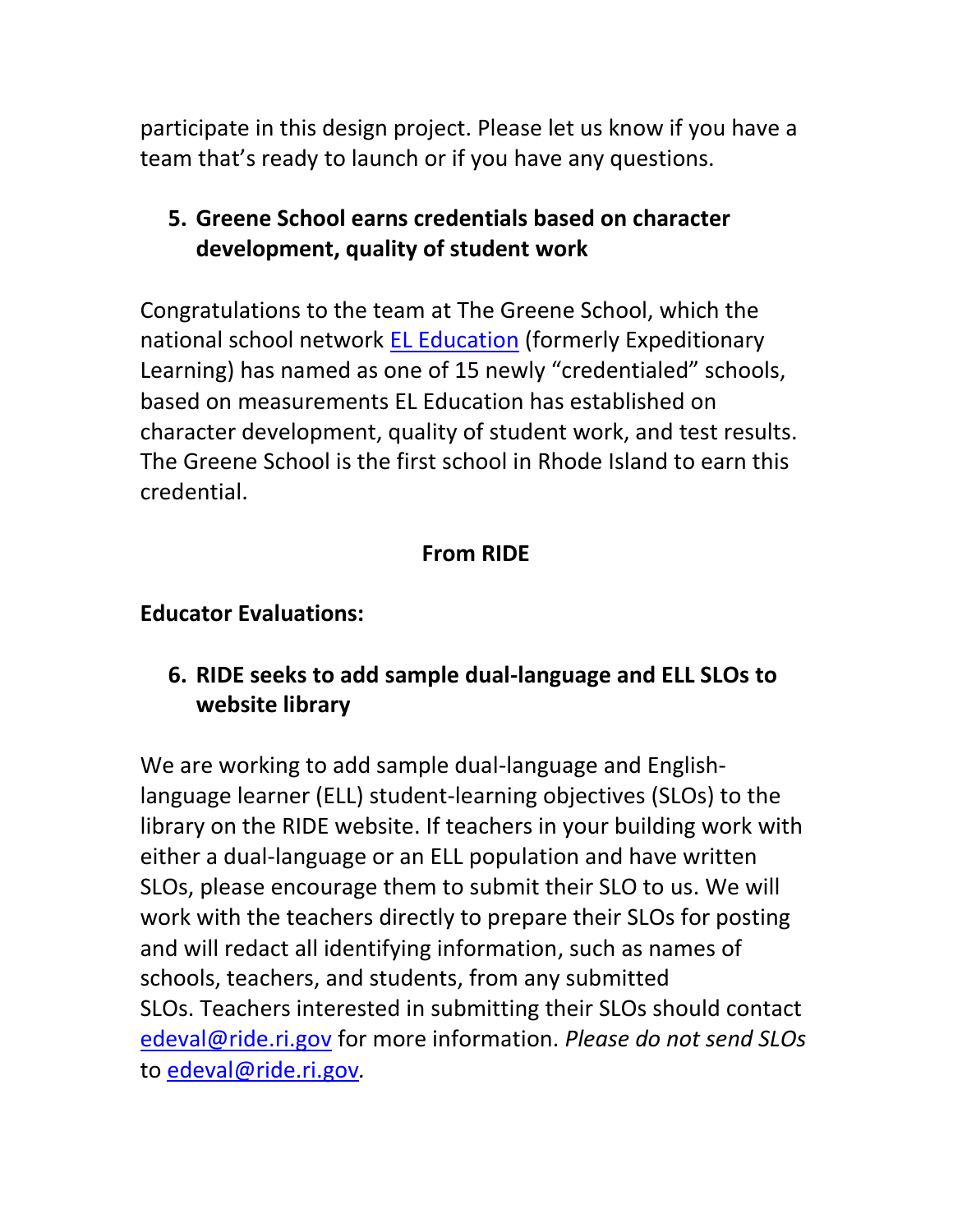participate in this design project. Please let us know if you have a team that's ready to launch or if you have any questions.

5. **Greene School earns credentials based on character development, quality of student work**

Congratulations to the team at The Greene School, which the national school network [EL Education]() (formerly Expeditionary Learning) has named as one of 15 newly "credentialed" schools, based on measurements EL Education has established on character development, quality of student work, and test results. The Greene School is the first school in Rhode Island to earn this credential.

**From RIDE**

**Educator Evaluations:**

6. **RIDE seeks to add sample dual-language and ELL SLOs to website library**

We are working to add sample dual-language and English-language learner (ELL) student-learning objectives (SLOs) to the library on the RIDE website. If teachers in your building work with either a dual-language or an ELL population and have written SLOs, please encourage them to submit their SLO to us. We will work with the teachers directly to prepare their SLOs for posting and will redact all identifying information, such as names of schools, teachers, and students, from any submitted SLOs. Teachers interested in submitting their SLOs should contact edeval@ride.ri.gov for more information. *Please do not send SLOs* to edeval@ride.ri.gov*.*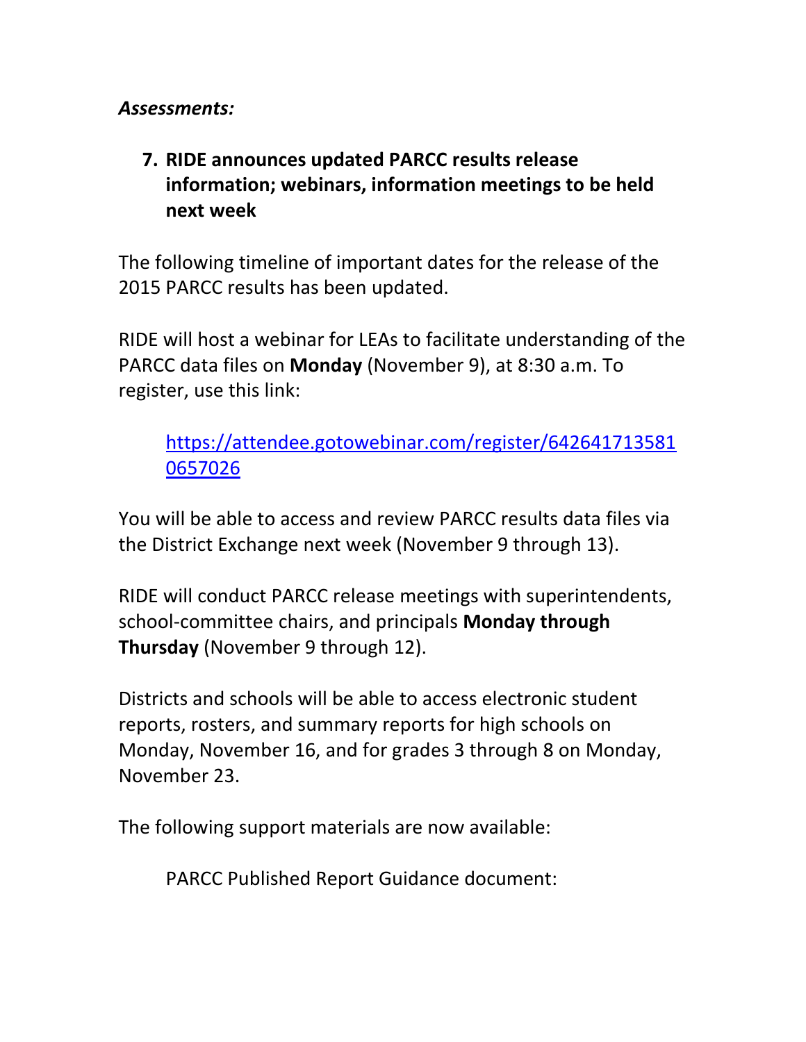*Assessments:*

7. **RIDE announces updated PARCC results release information; webinars, information meetings to be held next week**

The following timeline of important dates for the release of the 2015 PARCC results has been updated.

RIDE will host a webinar for LEAs to facilitate understanding of the PARCC data files on **Monday** (November 9), at 8:30 a.m. To register, use this link:

> https://attendee.gotowebinar.com/register/6426417135810657026

You will be able to access and review PARCC results data files via the District Exchange next week (November 9 through 13).

RIDE will conduct PARCC release meetings with superintendents, school-committee chairs, and principals **Monday through Thursday** (November 9 through 12).

Districts and schools will be able to access electronic student reports, rosters, and summary reports for high schools on Monday, November 16, and for grades 3 through 8 on Monday, November 23.

The following support materials are now available:

> PARCC Published Report Guidance document: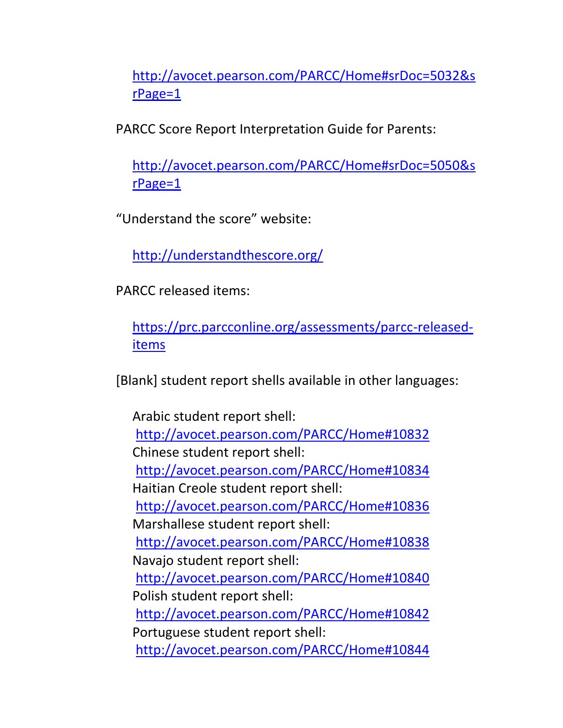http://avocet.pearson.com/PARCC/Home#srDoc=5032&srPage=1

PARCC Score Report Interpretation Guide for Parents:

http://avocet.pearson.com/PARCC/Home#srDoc=5050&srPage=1

“Understand the score” website:

http://understandthescore.org/

PARCC released items:

https://prc.parcconline.org/assessments/parcc-released-items

[Blank] student report shells available in other languages:

Arabic student report shell:
http://avocet.pearson.com/PARCC/Home#10832
Chinese student report shell:
http://avocet.pearson.com/PARCC/Home#10834
Haitian Creole student report shell:
http://avocet.pearson.com/PARCC/Home#10836
Marshallese student report shell:
http://avocet.pearson.com/PARCC/Home#10838
Navajo student report shell:
http://avocet.pearson.com/PARCC/Home#10840
Polish student report shell:
http://avocet.pearson.com/PARCC/Home#10842
Portuguese student report shell:
http://avocet.pearson.com/PARCC/Home#10844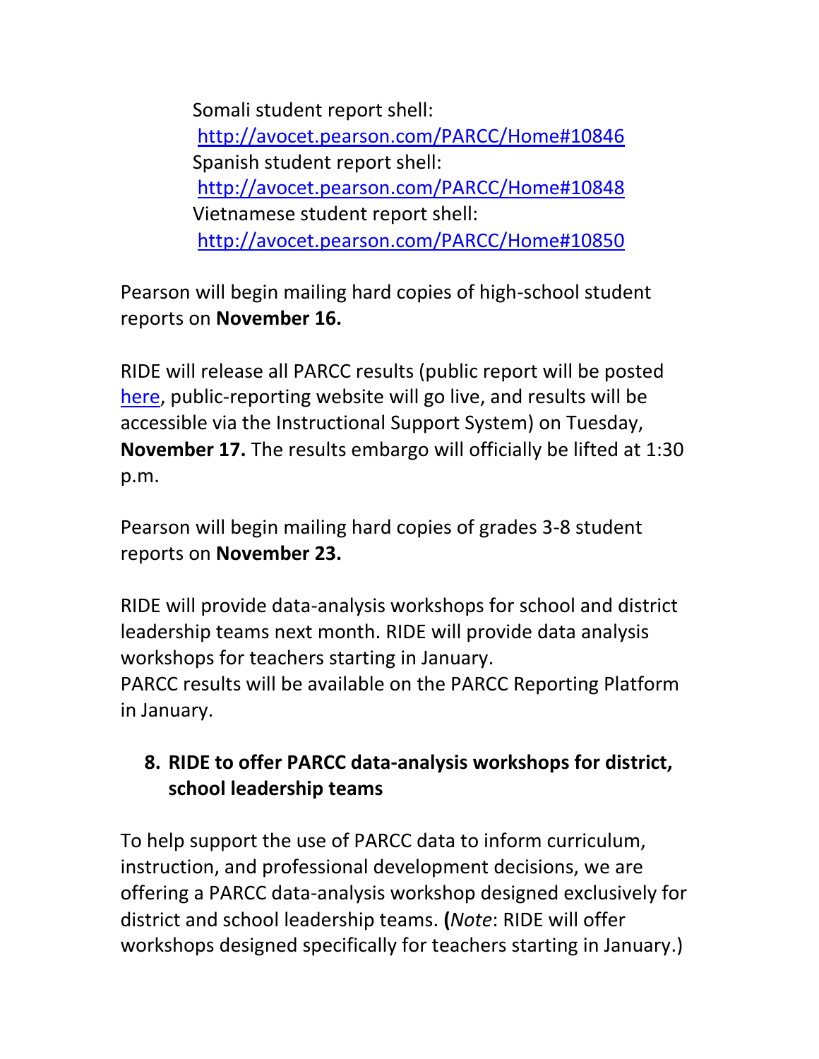Somali student report shell:
[http://avocet.pearson.com/PARCC/Home#10846](http://avocet.pearson.com/PARCC/Home#10846)
Spanish student report shell:
[http://avocet.pearson.com/PARCC/Home#10848](http://avocet.pearson.com/PARCC/Home#10848)
Vietnamese student report shell:
[http://avocet.pearson.com/PARCC/Home#10850](http://avocet.pearson.com/PARCC/Home#10850)

Pearson will begin mailing hard copies of high-school student reports on **November 16.**

RIDE will release all PARCC results (public report will be posted here, public-reporting website will go live, and results will be accessible via the Instructional Support System) on Tuesday, **November 17.** The results embargo will officially be lifted at 1:30 p.m.

Pearson will begin mailing hard copies of grades 3-8 student reports on **November 23.**

RIDE will provide data-analysis workshops for school and district leadership teams next month. RIDE will provide data analysis workshops for teachers starting in January.
PARCC results will be available on the PARCC Reporting Platform in January.

## 8. RIDE to offer PARCC data-analysis workshops for district, school leadership teams

To help support the use of PARCC data to inform curriculum, instruction, and professional development decisions, we are offering a PARCC data-analysis workshop designed exclusively for district and school leadership teams. **(***Note*: RIDE will offer workshops designed specifically for teachers starting in January.)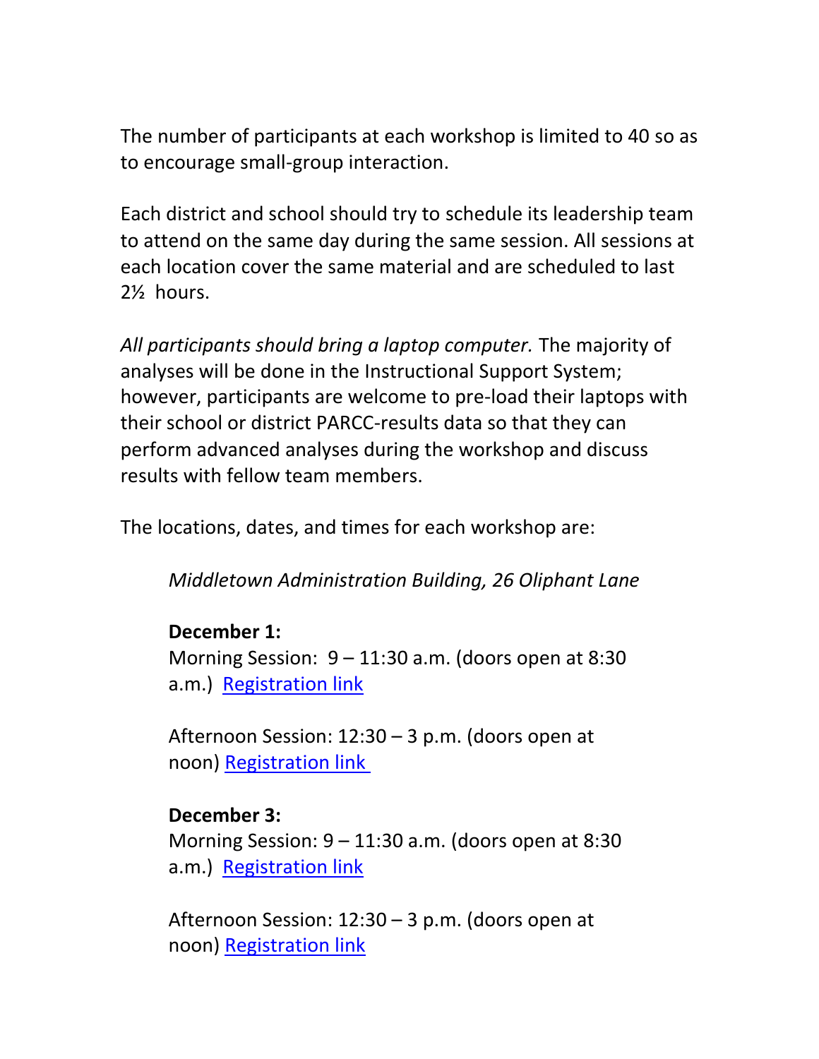The number of participants at each workshop is limited to 40 so as to encourage small-group interaction.

Each district and school should try to schedule its leadership team to attend on the same day during the same session. All sessions at each location cover the same material and are scheduled to last 2½ hours.

*All participants should bring a laptop computer.* The majority of analyses will be done in the Instructional Support System; however, participants are welcome to pre-load their laptops with their school or district PARCC-results data so that they can perform advanced analyses during the workshop and discuss results with fellow team members.

The locations, dates, and times for each workshop are:

*Middletown Administration Building, 26 Oliphant Lane*

**December 1:**
Morning Session: 9 – 11:30 a.m. (doors open at 8:30 a.m.) Registration link

Afternoon Session: 12:30 – 3 p.m. (doors open at noon) Registration link

**December 3:**
Morning Session: 9 – 11:30 a.m. (doors open at 8:30 a.m.) Registration link

Afternoon Session: 12:30 – 3 p.m. (doors open at noon) Registration link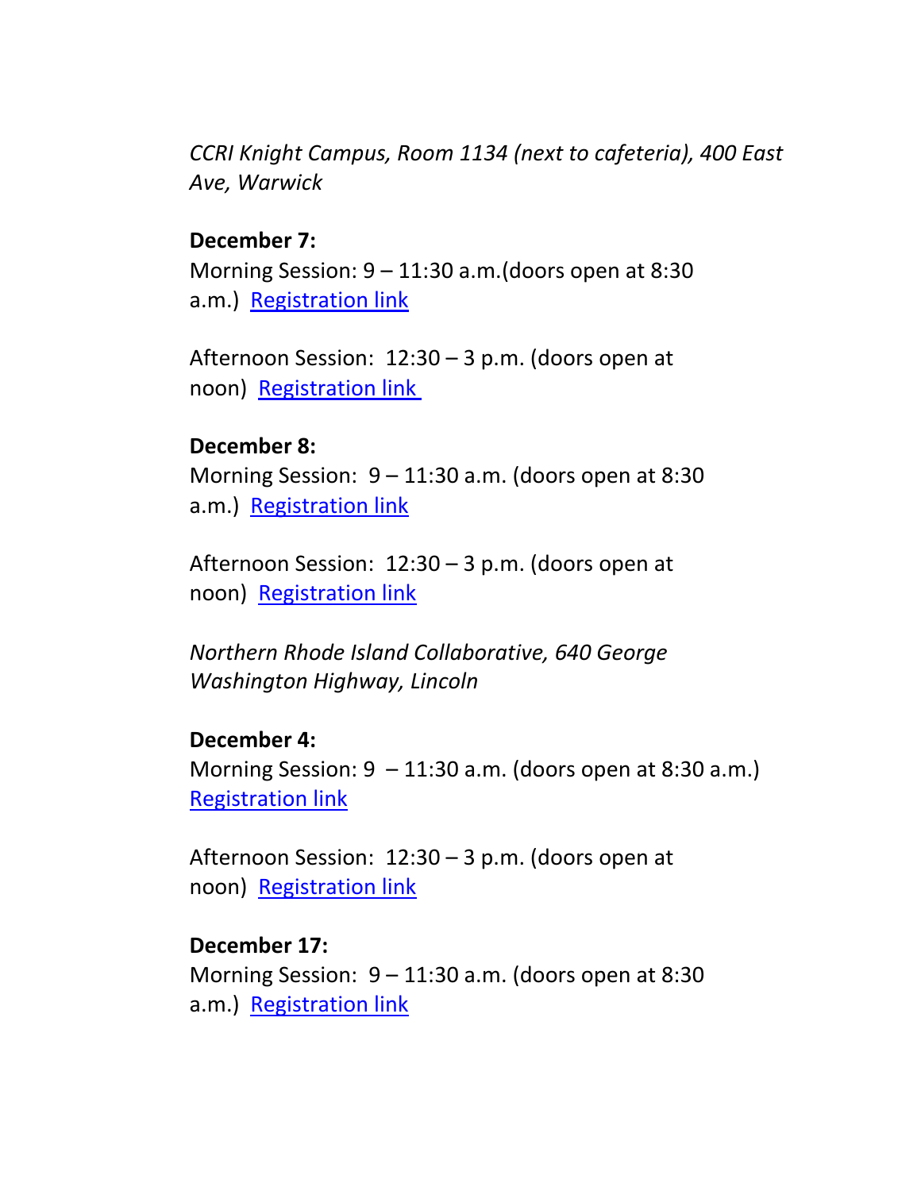*CCRI Knight Campus, Room 1134 (next to cafeteria), 400 East Ave, Warwick*

**December 7:**
Morning Session: 9 – 11:30 a.m.(doors open at 8:30 a.m.) Registration link

Afternoon Session: 12:30 – 3 p.m. (doors open at noon) Registration link

**December 8:**
Morning Session: 9 – 11:30 a.m. (doors open at 8:30 a.m.) Registration link

Afternoon Session: 12:30 – 3 p.m. (doors open at noon) Registration link

*Northern Rhode Island Collaborative, 640 George Washington Highway, Lincoln*

**December 4:**
Morning Session: 9 – 11:30 a.m. (doors open at 8:30 a.m.) Registration link

Afternoon Session: 12:30 – 3 p.m. (doors open at noon) Registration link

**December 17:**
Morning Session: 9 – 11:30 a.m. (doors open at 8:30 a.m.) Registration link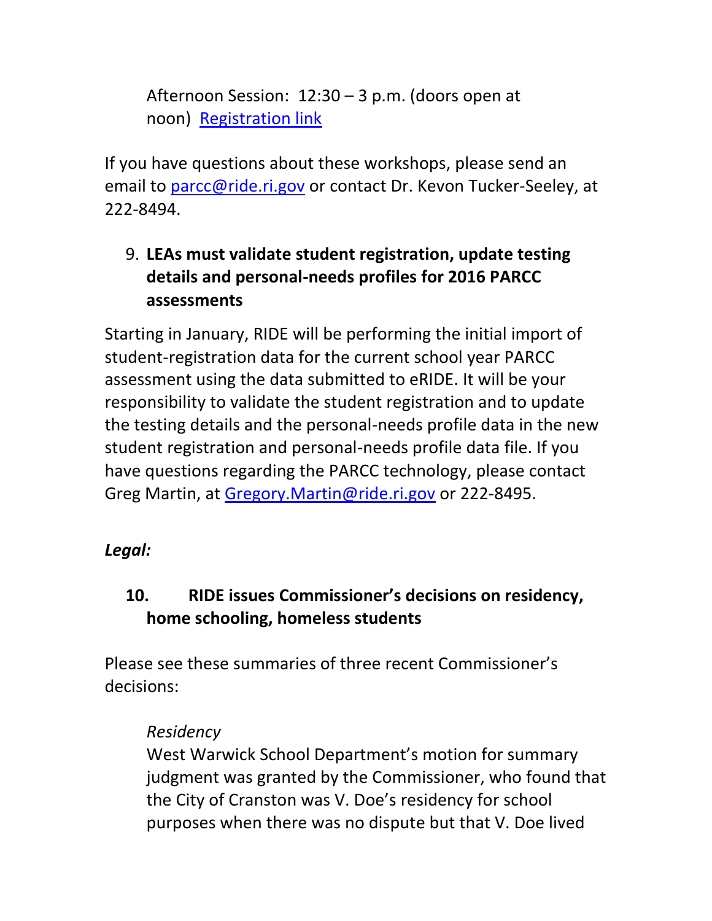Afternoon Session: 12:30 – 3 p.m. (doors open at noon) [Registration link]

If you have questions about these workshops, please send an email to parcc@ride.ri.gov or contact Dr. Kevon Tucker-Seeley, at 222-8494.

9. **LEAs must validate student registration, update testing details and personal-needs profiles for 2016 PARCC assessments**

Starting in January, RIDE will be performing the initial import of student-registration data for the current school year PARCC assessment using the data submitted to eRIDE. It will be your responsibility to validate the student registration and to update the testing details and the personal-needs profile data in the new student registration and personal-needs profile data file. If you have questions regarding the PARCC technology, please contact Greg Martin, at Gregory.Martin@ride.ri.gov or 222-8495.

***Legal:***

10. **RIDE issues Commissioner's decisions on residency, home schooling, homeless students**

Please see these summaries of three recent Commissioner's decisions:

*Residency*
West Warwick School Department's motion for summary judgment was granted by the Commissioner, who found that the City of Cranston was V. Doe's residency for school purposes when there was no dispute but that V. Doe lived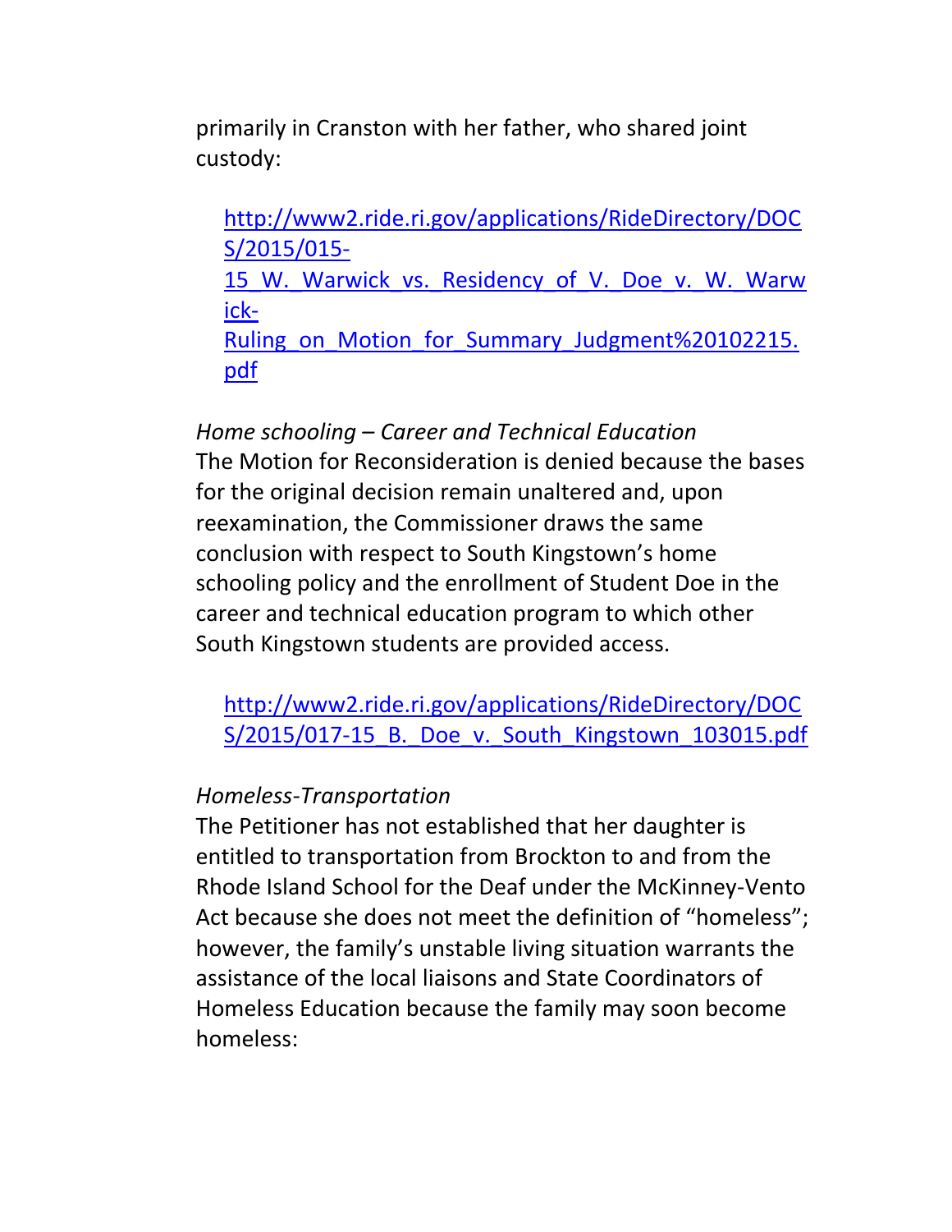primarily in Cranston with her father, who shared joint custody:

> http://www2.ride.ri.gov/applications/RideDirectory/DOCS/2015/015-15_W._Warwick_vs._Residency_of_V._Doe_v._W._Warwick-Ruling_on_Motion_for_Summary_Judgment%20102215.pdf

*Home schooling – Career and Technical Education*
The Motion for Reconsideration is denied because the bases for the original decision remain unaltered and, upon reexamination, the Commissioner draws the same conclusion with respect to South Kingstown's home schooling policy and the enrollment of Student Doe in the career and technical education program to which other South Kingstown students are provided access.

> http://www2.ride.ri.gov/applications/RideDirectory/DOCS/2015/017-15_B._Doe_v._South_Kingstown_103015.pdf

*Homeless-Transportation*
The Petitioner has not established that her daughter is entitled to transportation from Brockton to and from the Rhode Island School for the Deaf under the McKinney-Vento Act because she does not meet the definition of "homeless"; however, the family's unstable living situation warrants the assistance of the local liaisons and State Coordinators of Homeless Education because the family may soon become homeless: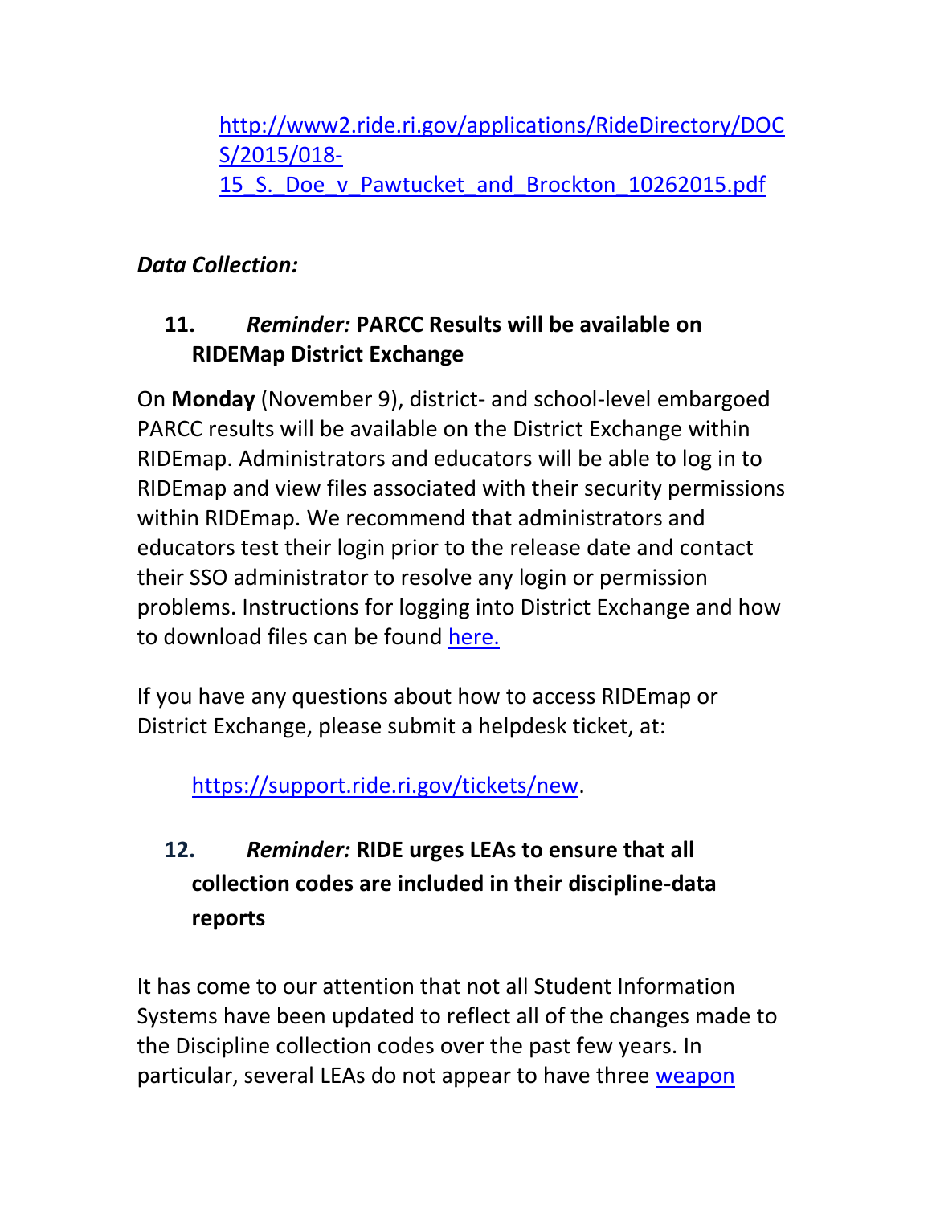http://www2.ride.ri.gov/applications/RideDirectory/DOCS/2015/018-15_S._Doe_v_Pawtucket_and_Brockton_10262015.pdf

***Data Collection:***

**11.** ***Reminder:*** **PARCC Results will be available on RIDEMap District Exchange**

On **Monday** (November 9), district- and school-level embargoed PARCC results will be available on the District Exchange within RIDEmap. Administrators and educators will be able to log in to RIDEmap and view files associated with their security permissions within RIDEmap. We recommend that administrators and educators test their login prior to the release date and contact their SSO administrator to resolve any login or permission problems. Instructions for logging into District Exchange and how to download files can be found here.

If you have any questions about how to access RIDEmap or District Exchange, please submit a helpdesk ticket, at:

https://support.ride.ri.gov/tickets/new.

**12.** ***Reminder:*** **RIDE urges LEAs to ensure that all collection codes are included in their discipline-data reports**

It has come to our attention that not all Student Information Systems have been updated to reflect all of the changes made to the Discipline collection codes over the past few years. In particular, several LEAs do not appear to have three weapon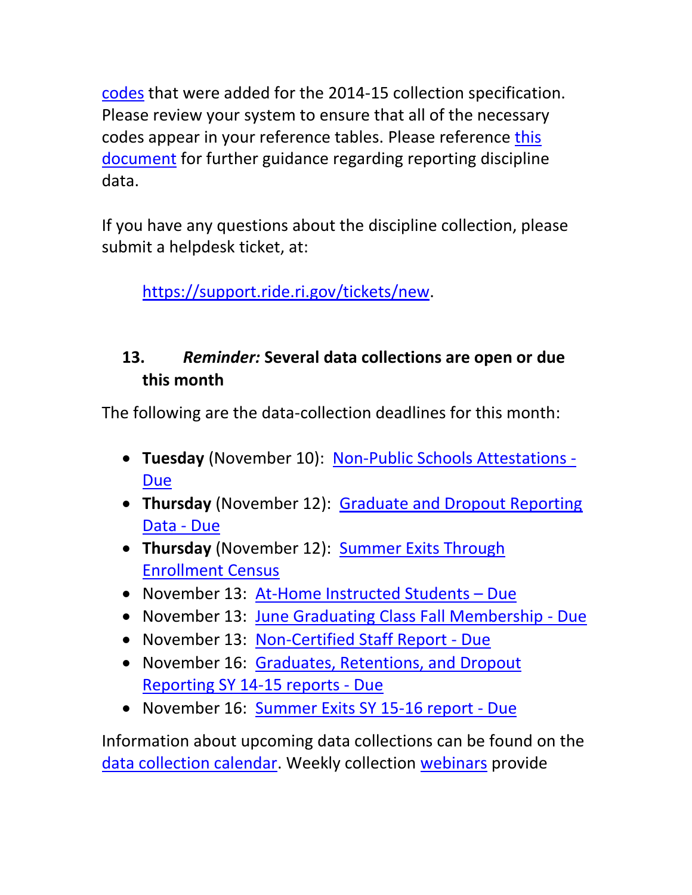codes that were added for the 2014-15 collection specification. Please review your system to ensure that all of the necessary codes appear in your reference tables. Please reference this document for further guidance regarding reporting discipline data.

If you have any questions about the discipline collection, please submit a helpdesk ticket, at:

> https://support.ride.ri.gov/tickets/new.

### 13. *Reminder:* Several data collections are open or due this month

The following are the data-collection deadlines for this month:

- **Tuesday** (November 10): Non-Public Schools Attestations - Due
- **Thursday** (November 12): Graduate and Dropout Reporting Data - Due
- **Thursday** (November 12): Summer Exits Through Enrollment Census
- November 13: At-Home Instructed Students – Due
- November 13: June Graduating Class Fall Membership - Due
- November 13: Non-Certified Staff Report - Due
- November 16: Graduates, Retentions, and Dropout Reporting SY 14-15 reports - Due
- November 16: Summer Exits SY 15-16 report - Due

Information about upcoming data collections can be found on the data collection calendar. Weekly collection webinars provide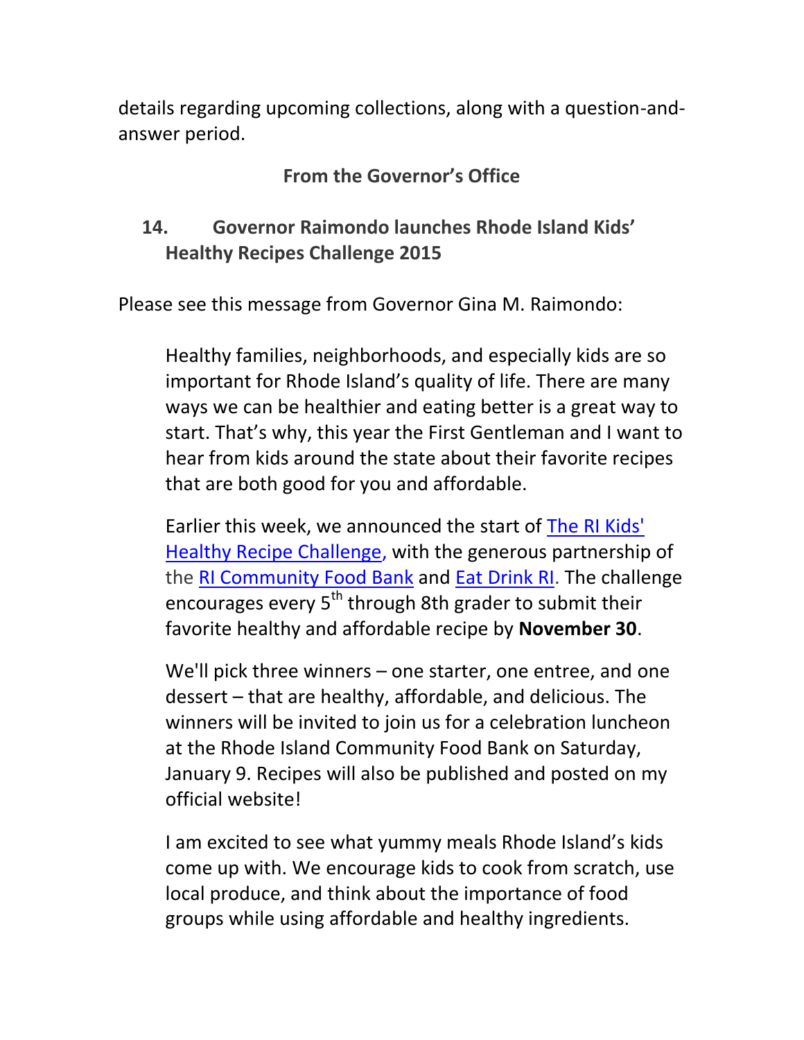details regarding upcoming collections, along with a question-and-answer period.

## From the Governor's Office

### 14. Governor Raimondo launches Rhode Island Kids' Healthy Recipes Challenge 2015

Please see this message from Governor Gina M. Raimondo:

> Healthy families, neighborhoods, and especially kids are so important for Rhode Island's quality of life. There are many ways we can be healthier and eating better is a great way to start. That's why, this year the First Gentleman and I want to hear from kids around the state about their favorite recipes that are both good for you and affordable.
>
> Earlier this week, we announced the start of The RI Kids' Healthy Recipe Challenge, with the generous partnership of the RI Community Food Bank and Eat Drink RI. The challenge encourages every 5th through 8th grader to submit their favorite healthy and affordable recipe by **November 30**.
>
> We'll pick three winners – one starter, one entree, and one dessert – that are healthy, affordable, and delicious. The winners will be invited to join us for a celebration luncheon at the Rhode Island Community Food Bank on Saturday, January 9. Recipes will also be published and posted on my official website!
>
> I am excited to see what yummy meals Rhode Island's kids come up with. We encourage kids to cook from scratch, use local produce, and think about the importance of food groups while using affordable and healthy ingredients.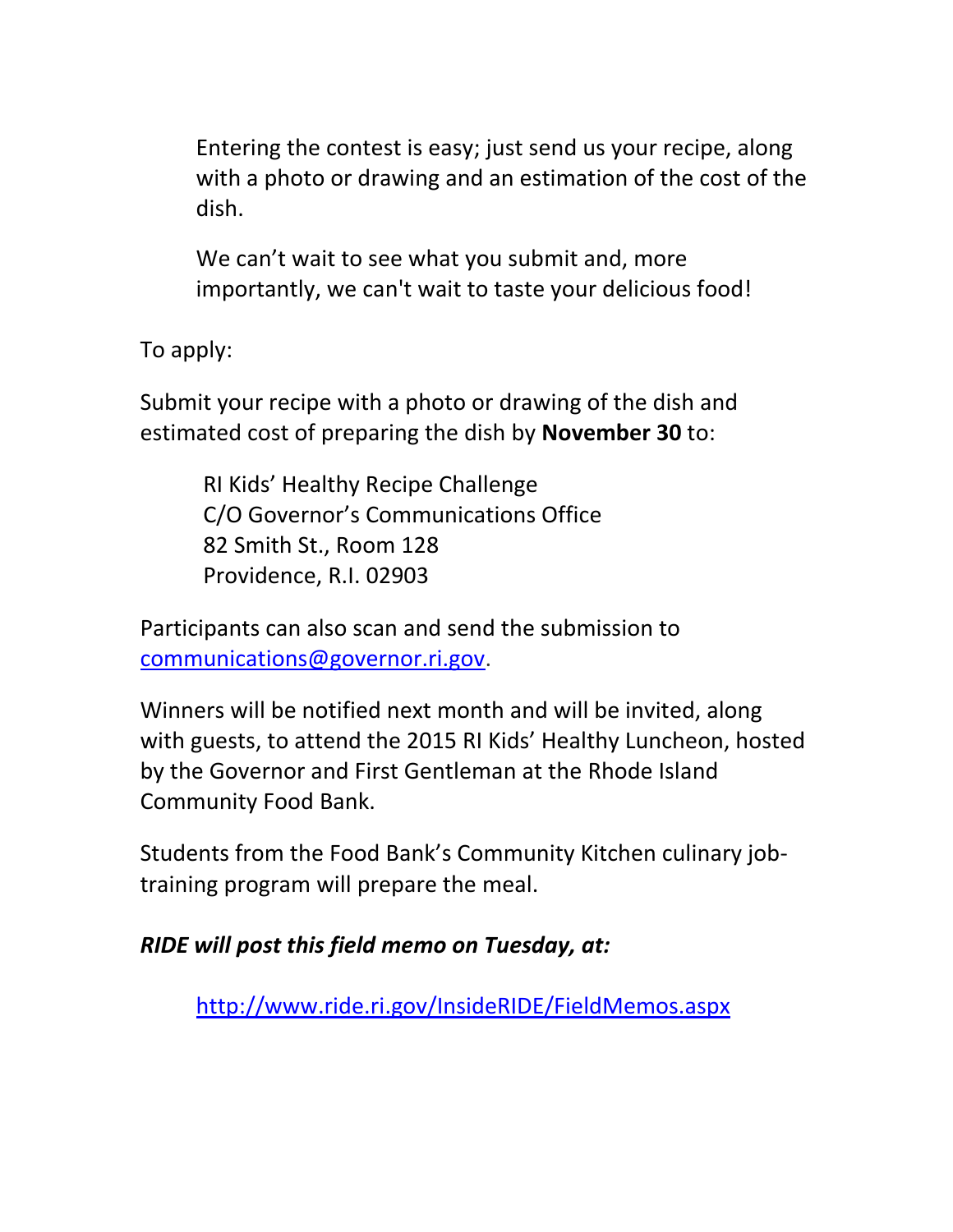Entering the contest is easy; just send us your recipe, along with a photo or drawing and an estimation of the cost of the dish.

We can’t wait to see what you submit and, more importantly, we can't wait to taste your delicious food!

To apply:

Submit your recipe with a photo or drawing of the dish and estimated cost of preparing the dish by **November 30** to:

RI Kids’ Healthy Recipe Challenge
C/O Governor’s Communications Office
82 Smith St., Room 128
Providence, R.I. 02903

Participants can also scan and send the submission to communications@governor.ri.gov.

Winners will be notified next month and will be invited, along with guests, to attend the 2015 RI Kids’ Healthy Luncheon, hosted by the Governor and First Gentleman at the Rhode Island Community Food Bank.

Students from the Food Bank’s Community Kitchen culinary job-training program will prepare the meal.

***RIDE will post this field memo on Tuesday, at:***

http://www.ride.ri.gov/InsideRIDE/FieldMemos.aspx